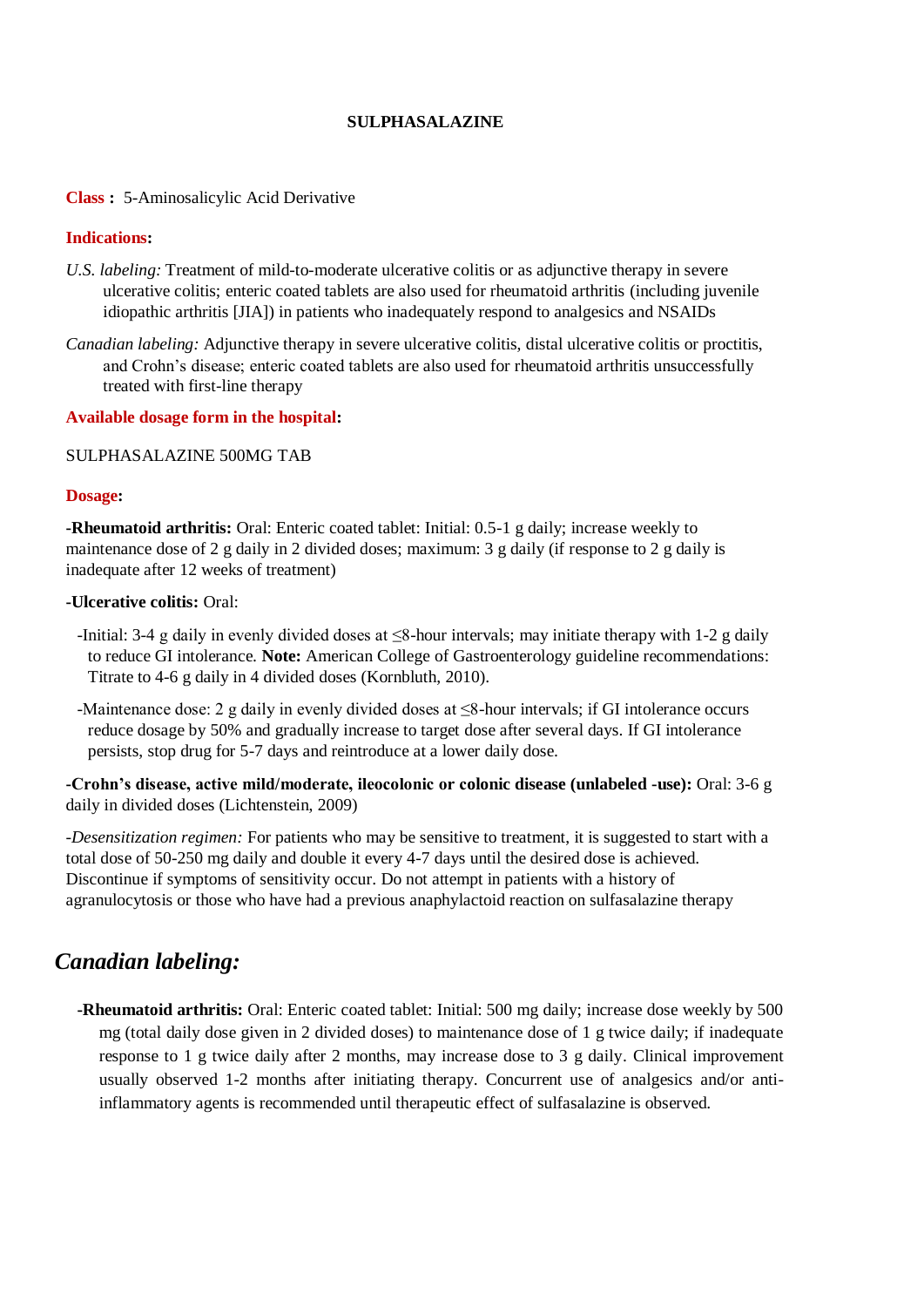# SULPHASALAZINE

**Class :** 5-Aminosalicylic Acid Derivative

**Indications:**

*U.S. labeling:* Treatment of mild-to-moderate ulcerative colitis or as adjunctive therapy in severe ulcerative colitis; enteric coated tablets are also used for rheumatoid arthritis (including juvenile idiopathic arthritis [JIA]) in patients who inadequately respond to analgesics and NSAIDs

*Canadian labeling:* Adjunctive therapy in severe ulcerative colitis, distal ulcerative colitis or proctitis, and Crohn's disease; enteric coated tablets are also used for rheumatoid arthritis unsuccessfully treated with first-line therapy

**Available dosage form in the hospital:**

SULPHASALAZINE 500MG TAB

**Dosage:**

**-Rheumatoid arthritis:** Oral: Enteric coated tablet: Initial: 0.5-1 g daily; increase weekly to maintenance dose of 2 g daily in 2 divided doses; maximum: 3 g daily (if response to 2 g daily is inadequate after 12 weeks of treatment)

**-Ulcerative colitis:** Oral:

-Initial: 3-4 g daily in evenly divided doses at ≤8-hour intervals; may initiate therapy with 1-2 g daily to reduce GI intolerance. **Note:** American College of Gastroenterology guideline recommendations: Titrate to 4-6 g daily in 4 divided doses (Kornbluth, 2010).

-Maintenance dose: 2 g daily in evenly divided doses at ≤8-hour intervals; if GI intolerance occurs reduce dosage by 50% and gradually increase to target dose after several days. If GI intolerance persists, stop drug for 5-7 days and reintroduce at a lower daily dose.

**-Crohn's disease, active mild/moderate, ileocolonic or colonic disease (unlabeled -use):** Oral: 3-6 g daily in divided doses (Lichtenstein, 2009)

*-Desensitization regimen:* For patients who may be sensitive to treatment, it is suggested to start with a total dose of 50-250 mg daily and double it every 4-7 days until the desired dose is achieved. Discontinue if symptoms of sensitivity occur. Do not attempt in patients with a history of agranulocytosis or those who have had a previous anaphylactoid reaction on sulfasalazine therapy

## *Canadian labeling:*

**-Rheumatoid arthritis:** Oral: Enteric coated tablet: Initial: 500 mg daily; increase dose weekly by 500 mg (total daily dose given in 2 divided doses) to maintenance dose of 1 g twice daily; if inadequate response to 1 g twice daily after 2 months, may increase dose to 3 g daily. Clinical improvement usually observed 1-2 months after initiating therapy. Concurrent use of analgesics and/or anti-inflammatory agents is recommended until therapeutic effect of sulfasalazine is observed.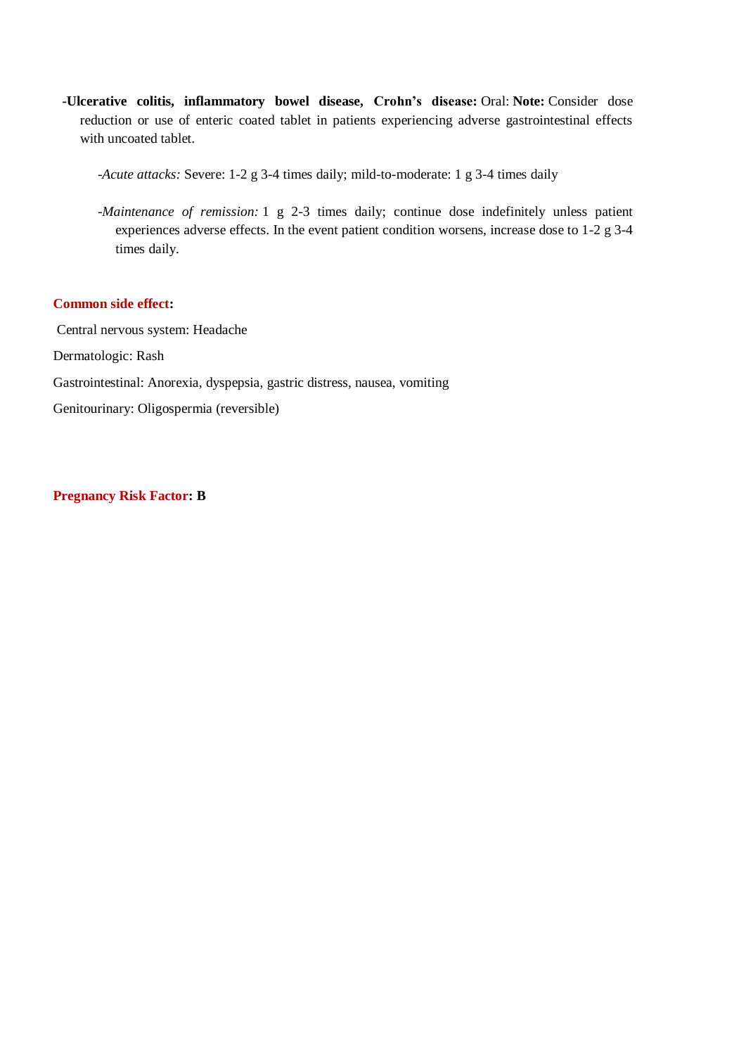- **Ulcerative colitis, inflammatory bowel disease, Crohn's disease:** Oral: **Note:** Consider dose reduction or use of enteric coated tablet in patients experiencing adverse gastrointestinal effects with uncoated tablet.

  - *Acute attacks:* Severe: 1-2 g 3-4 times daily; mild-to-moderate: 1 g 3-4 times daily

  - *Maintenance of remission:* 1 g 2-3 times daily; continue dose indefinitely unless patient experiences adverse effects. In the event patient condition worsens, increase dose to 1-2 g 3-4 times daily.

**Common side effect:**

Central nervous system: Headache

Dermatologic: Rash

Gastrointestinal: Anorexia, dyspepsia, gastric distress, nausea, vomiting

Genitourinary: Oligospermia (reversible)

**Pregnancy Risk Factor: B**